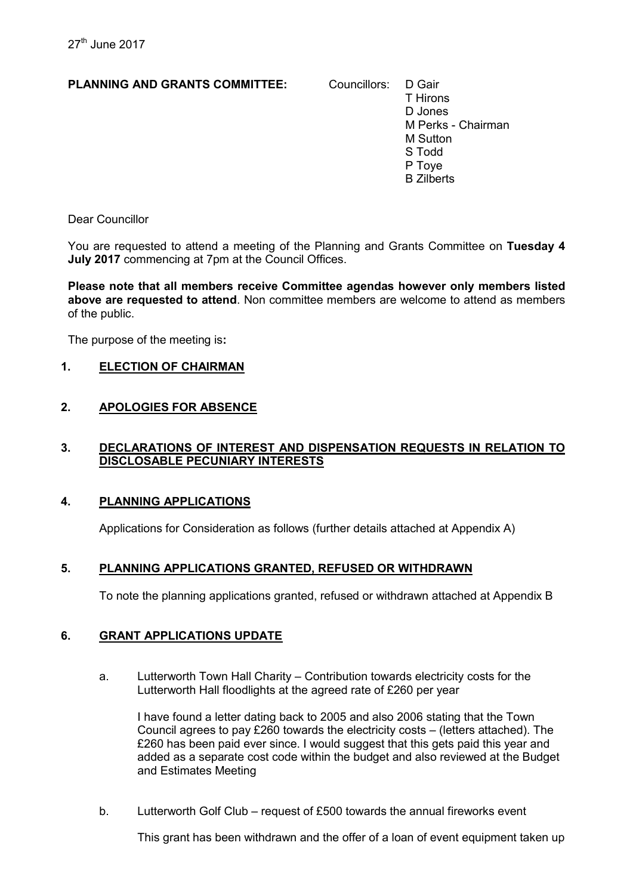27th June 2017

**PLANNING AND GRANTS COMMITTEE:** Councillors: D Gair
T Hirons
D Jones
M Perks - Chairman
M Sutton
S Todd
P Toye
B Zilberts

Dear Councillor

You are requested to attend a meeting of the Planning and Grants Committee on **Tuesday 4 July 2017** commencing at 7pm at the Council Offices.

**Please note that all members receive Committee agendas however only members listed above are requested to attend**. Non committee members are welcome to attend as members of the public.

The purpose of the meeting is**:**

**1. ELECTION OF CHAIRMAN**

**2. APOLOGIES FOR ABSENCE**

**3. DECLARATIONS OF INTEREST AND DISPENSATION REQUESTS IN RELATION TO DISCLOSABLE PECUNIARY INTERESTS**

**4. PLANNING APPLICATIONS**

Applications for Consideration as follows (further details attached at Appendix A)

**5. PLANNING APPLICATIONS GRANTED, REFUSED OR WITHDRAWN**

To note the planning applications granted, refused or withdrawn attached at Appendix B

**6. GRANT APPLICATIONS UPDATE**

a. Lutterworth Town Hall Charity – Contribution towards electricity costs for the Lutterworth Hall floodlights at the agreed rate of £260 per year

I have found a letter dating back to 2005 and also 2006 stating that the Town Council agrees to pay £260 towards the electricity costs – (letters attached). The £260 has been paid ever since. I would suggest that this gets paid this year and added as a separate cost code within the budget and also reviewed at the Budget and Estimates Meeting

b. Lutterworth Golf Club – request of £500 towards the annual fireworks event

This grant has been withdrawn and the offer of a loan of event equipment taken up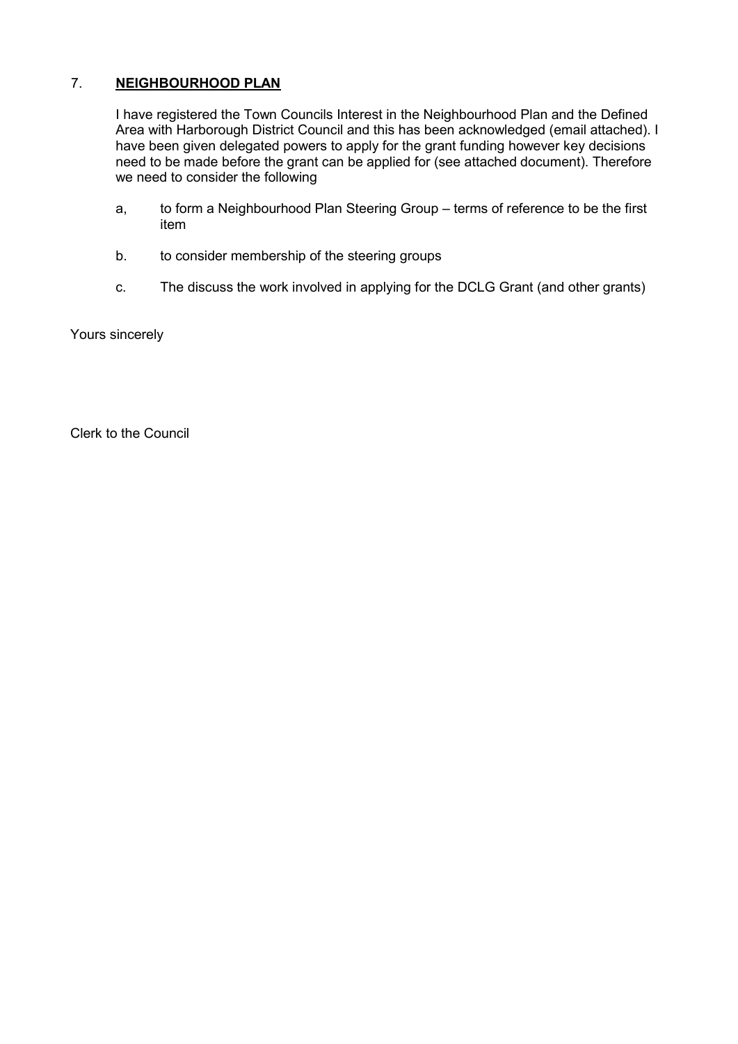7. **<u>NEIGHBOURHOOD PLAN</u>**

I have registered the Town Councils Interest in the Neighbourhood Plan and the Defined Area with Harborough District Council and this has been acknowledged (email attached). I have been given delegated powers to apply for the grant funding however key decisions need to be made before the grant can be applied for (see attached document). Therefore we need to consider the following

a, to form a Neighbourhood Plan Steering Group – terms of reference to be the first item

b. to consider membership of the steering groups

c. The discuss the work involved in applying for the DCLG Grant (and other grants)

Yours sincerely

Clerk to the Council